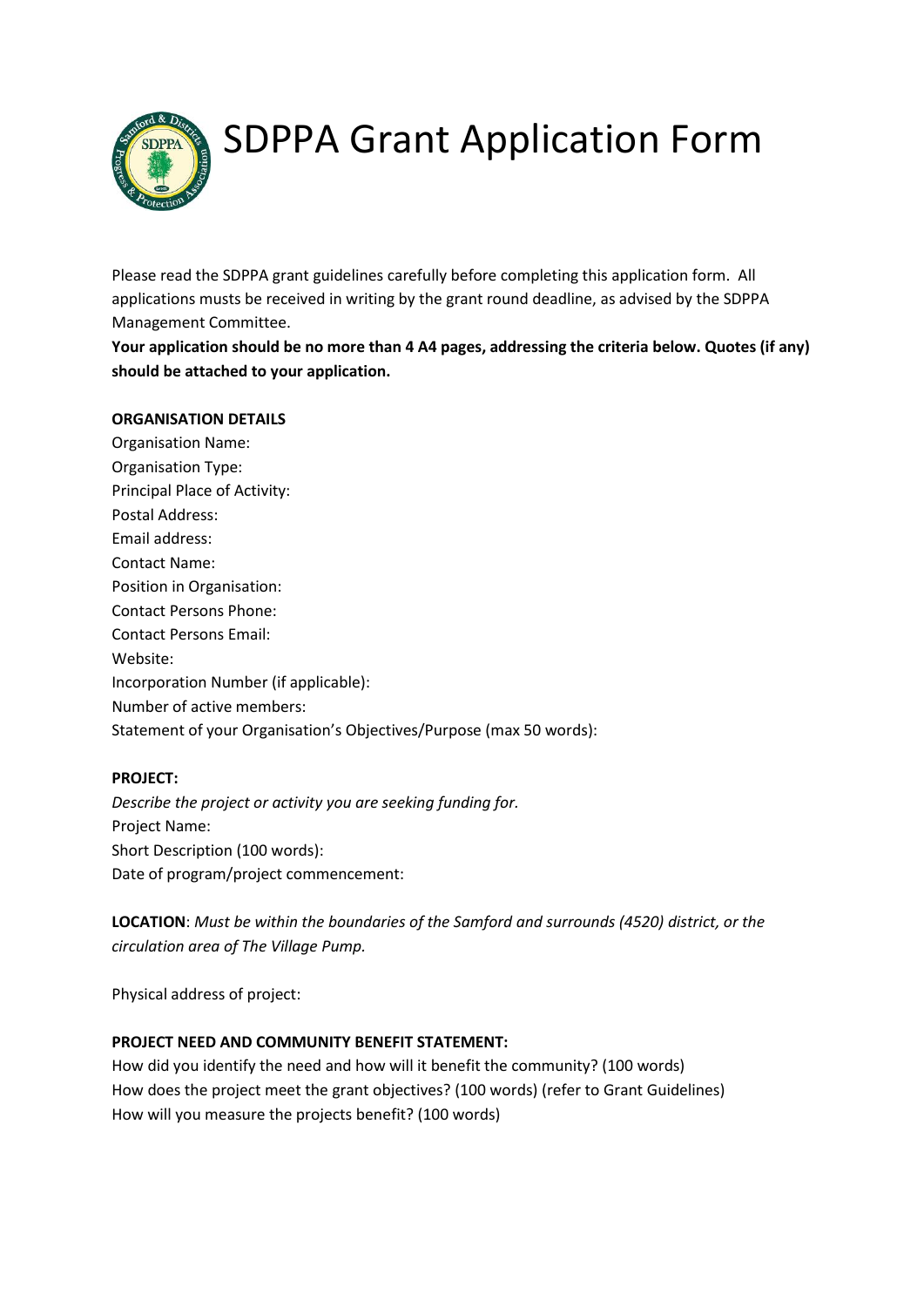# SDPPA Grant Application Form

Please read the SDPPA grant guidelines carefully before completing this application form. All applications musts be received in writing by the grant round deadline, as advised by the SDPPA Management Committee.

**Your application should be no more than 4 A4 pages, addressing the criteria below. Quotes (if any) should be attached to your application.**

**ORGANISATION DETAILS**

Organisation Name:
Organisation Type:
Principal Place of Activity:
Postal Address:
Email address:
Contact Name:
Position in Organisation:
Contact Persons Phone:
Contact Persons Email:
Website:
Incorporation Number (if applicable):
Number of active members:
Statement of your Organisation's Objectives/Purpose (max 50 words):

**PROJECT:**

*Describe the project or activity you are seeking funding for.*
Project Name:
Short Description (100 words):
Date of program/project commencement:

**LOCATION**: *Must be within the boundaries of the Samford and surrounds (4520) district, or the circulation area of The Village Pump.*

Physical address of project:

**PROJECT NEED AND COMMUNITY BENEFIT STATEMENT:**

How did you identify the need and how will it benefit the community? (100 words)
How does the project meet the grant objectives? (100 words) (refer to Grant Guidelines)
How will you measure the projects benefit? (100 words)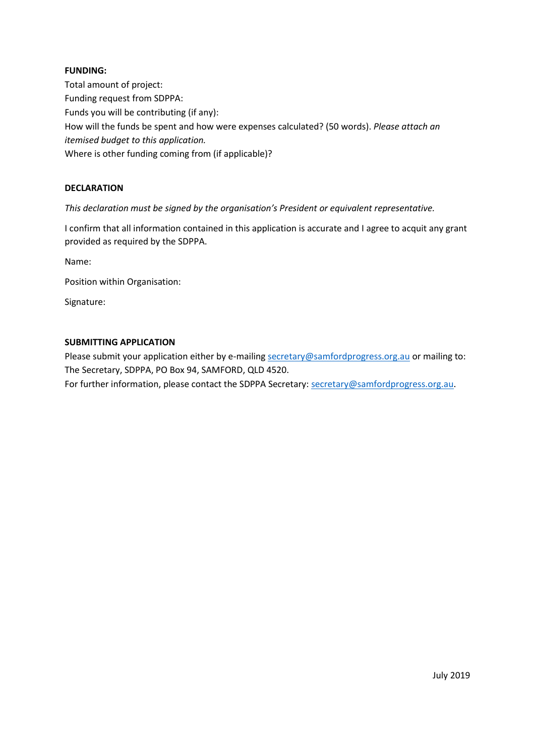**FUNDING:**

Total amount of project:

Funding request from SDPPA:

Funds you will be contributing (if any):

How will the funds be spent and how were expenses calculated? (50 words). *Please attach an itemised budget to this application.*

Where is other funding coming from (if applicable)?

**DECLARATION**

*This declaration must be signed by the organisation's President or equivalent representative.*

I confirm that all information contained in this application is accurate and I agree to acquit any grant provided as required by the SDPPA.

Name:

Position within Organisation:

Signature:

**SUBMITTING APPLICATION**

Please submit your application either by e-mailing secretary@samfordprogress.org.au or mailing to: The Secretary, SDPPA, PO Box 94, SAMFORD, QLD 4520.

For further information, please contact the SDPPA Secretary: secretary@samfordprogress.org.au.

July 2019